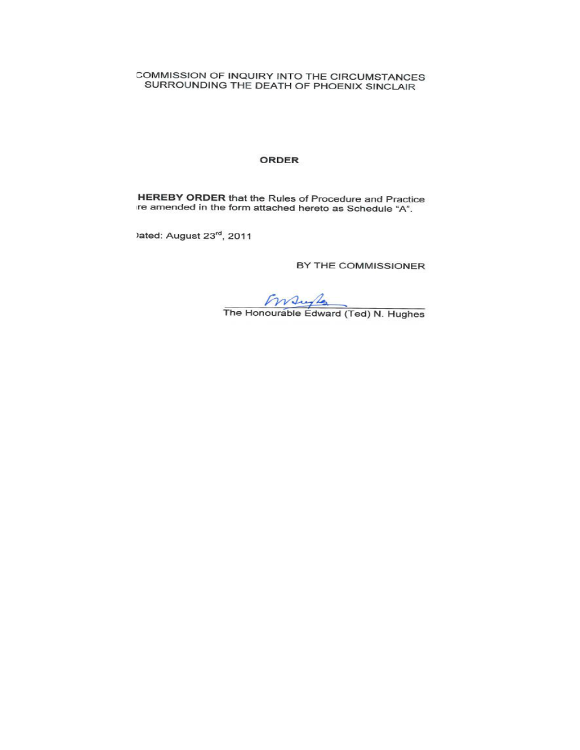COMMISSION OF INQUIRY INTO THE CIRCUMSTANCES SURROUNDING THE DEATH OF PHOENIX SINCLAIR

**ORDER**

**HEREBY ORDER** that the Rules of Procedure and Practice re amended in the form attached hereto as Schedule "A".

Dated: August 23rd, 2011

BY THE COMMISSIONER

The Honourable Edward (Ted) N. Hughes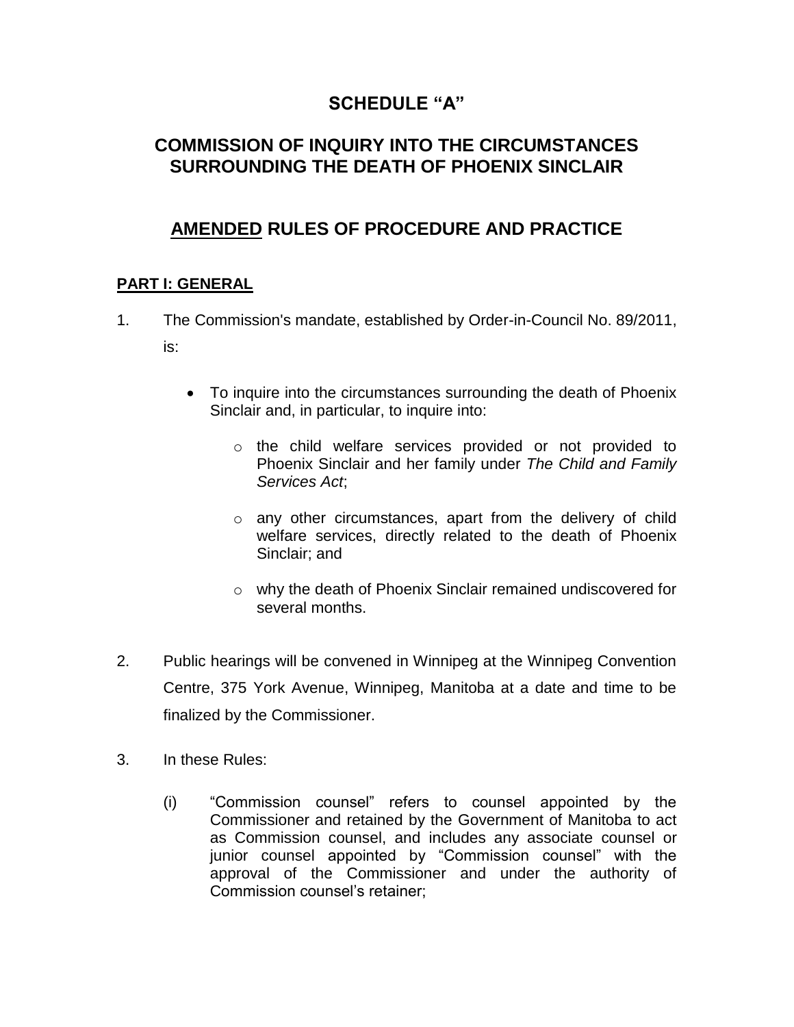# SCHEDULE "A"

# COMMISSION OF INQUIRY INTO THE CIRCUMSTANCES SURROUNDING THE DEATH OF PHOENIX SINCLAIR

# <u>AMENDED</u> RULES OF PROCEDURE AND PRACTICE

## <u>PART I: GENERAL</u>

1. The Commission's mandate, established by Order-in-Council No. 89/2011, is:

   - To inquire into the circumstances surrounding the death of Phoenix Sinclair and, in particular, to inquire into:

     - the child welfare services provided or not provided to Phoenix Sinclair and her family under *The Child and Family Services Act*;

     - any other circumstances, apart from the delivery of child welfare services, directly related to the death of Phoenix Sinclair; and

     - why the death of Phoenix Sinclair remained undiscovered for several months.

2. Public hearings will be convened in Winnipeg at the Winnipeg Convention Centre, 375 York Avenue, Winnipeg, Manitoba at a date and time to be finalized by the Commissioner.

3. In these Rules:

   (i) "Commission counsel" refers to counsel appointed by the Commissioner and retained by the Government of Manitoba to act as Commission counsel, and includes any associate counsel or junior counsel appointed by "Commission counsel" with the approval of the Commissioner and under the authority of Commission counsel's retainer;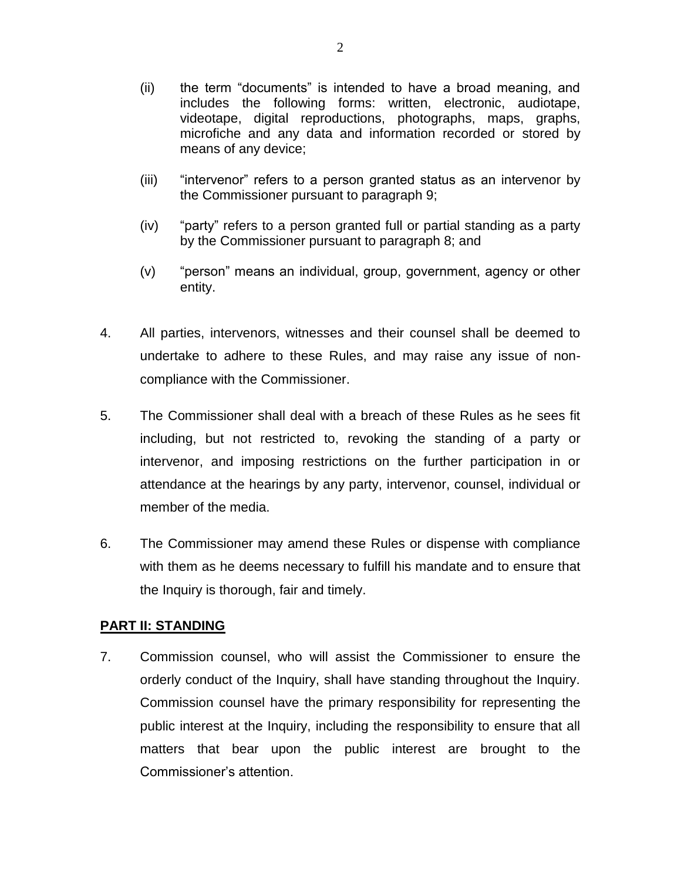(ii) the term "documents" is intended to have a broad meaning, and includes the following forms: written, electronic, audiotape, videotape, digital reproductions, photographs, maps, graphs, microfiche and any data and information recorded or stored by means of any device;

(iii) "intervenor" refers to a person granted status as an intervenor by the Commissioner pursuant to paragraph 9;

(iv) "party" refers to a person granted full or partial standing as a party by the Commissioner pursuant to paragraph 8; and

(v) "person" means an individual, group, government, agency or other entity.

4. All parties, intervenors, witnesses and their counsel shall be deemed to undertake to adhere to these Rules, and may raise any issue of non-compliance with the Commissioner.

5. The Commissioner shall deal with a breach of these Rules as he sees fit including, but not restricted to, revoking the standing of a party or intervenor, and imposing restrictions on the further participation in or attendance at the hearings by any party, intervenor, counsel, individual or member of the media.

6. The Commissioner may amend these Rules or dispense with compliance with them as he deems necessary to fulfill his mandate and to ensure that the Inquiry is thorough, fair and timely.

## PART II: STANDING

7. Commission counsel, who will assist the Commissioner to ensure the orderly conduct of the Inquiry, shall have standing throughout the Inquiry. Commission counsel have the primary responsibility for representing the public interest at the Inquiry, including the responsibility to ensure that all matters that bear upon the public interest are brought to the Commissioner's attention.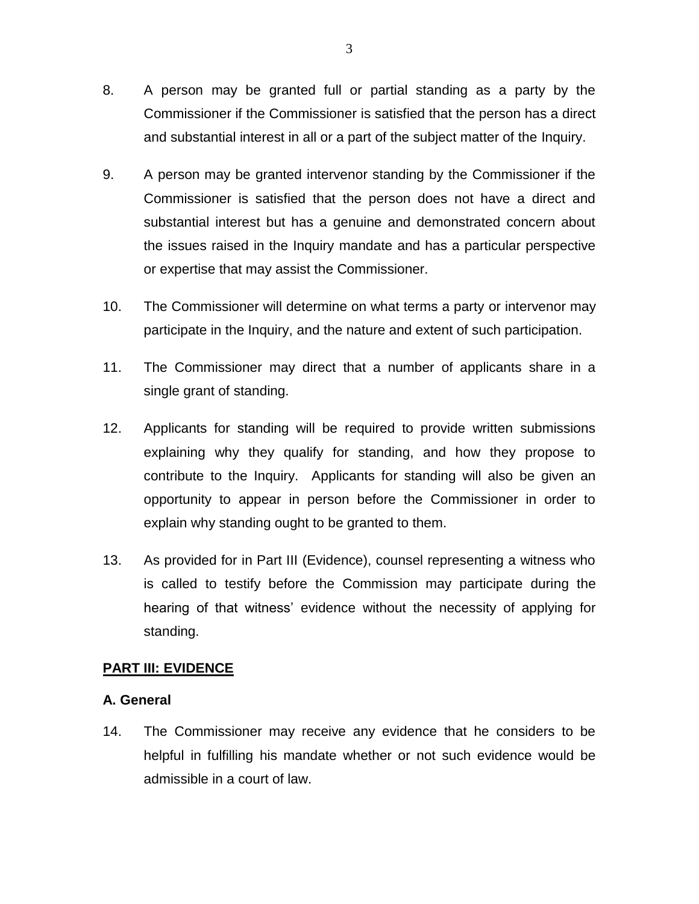8. A person may be granted full or partial standing as a party by the Commissioner if the Commissioner is satisfied that the person has a direct and substantial interest in all or a part of the subject matter of the Inquiry.

9. A person may be granted intervenor standing by the Commissioner if the Commissioner is satisfied that the person does not have a direct and substantial interest but has a genuine and demonstrated concern about the issues raised in the Inquiry mandate and has a particular perspective or expertise that may assist the Commissioner.

10. The Commissioner will determine on what terms a party or intervenor may participate in the Inquiry, and the nature and extent of such participation.

11. The Commissioner may direct that a number of applicants share in a single grant of standing.

12. Applicants for standing will be required to provide written submissions explaining why they qualify for standing, and how they propose to contribute to the Inquiry. Applicants for standing will also be given an opportunity to appear in person before the Commissioner in order to explain why standing ought to be granted to them.

13. As provided for in Part III (Evidence), counsel representing a witness who is called to testify before the Commission may participate during the hearing of that witness' evidence without the necessity of applying for standing.

## PART III: EVIDENCE

### A. General

14. The Commissioner may receive any evidence that he considers to be helpful in fulfilling his mandate whether or not such evidence would be admissible in a court of law.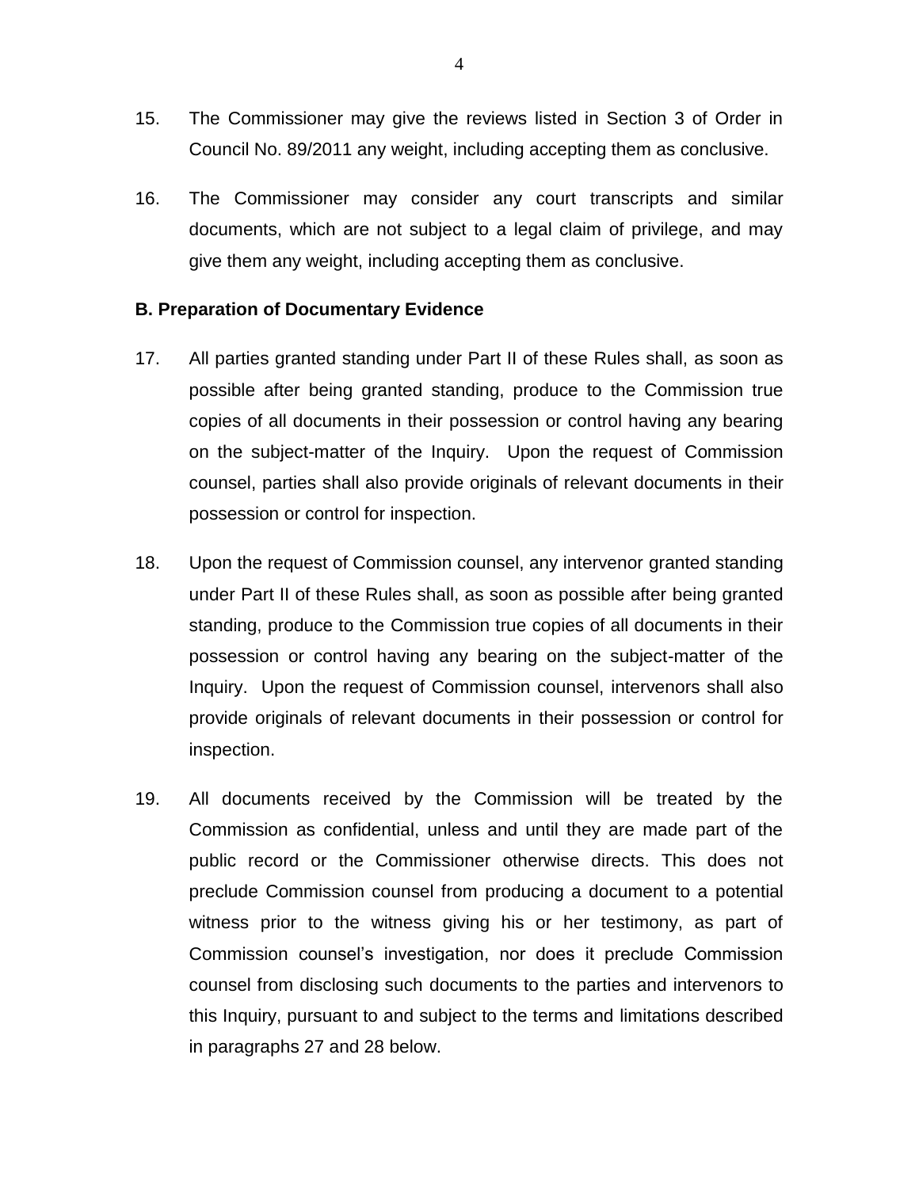15. The Commissioner may give the reviews listed in Section 3 of Order in Council No. 89/2011 any weight, including accepting them as conclusive.

16. The Commissioner may consider any court transcripts and similar documents, which are not subject to a legal claim of privilege, and may give them any weight, including accepting them as conclusive.

**B. Preparation of Documentary Evidence**

17. All parties granted standing under Part II of these Rules shall, as soon as possible after being granted standing, produce to the Commission true copies of all documents in their possession or control having any bearing on the subject-matter of the Inquiry. Upon the request of Commission counsel, parties shall also provide originals of relevant documents in their possession or control for inspection.

18. Upon the request of Commission counsel, any intervenor granted standing under Part II of these Rules shall, as soon as possible after being granted standing, produce to the Commission true copies of all documents in their possession or control having any bearing on the subject-matter of the Inquiry. Upon the request of Commission counsel, intervenors shall also provide originals of relevant documents in their possession or control for inspection.

19. All documents received by the Commission will be treated by the Commission as confidential, unless and until they are made part of the public record or the Commissioner otherwise directs. This does not preclude Commission counsel from producing a document to a potential witness prior to the witness giving his or her testimony, as part of Commission counsel's investigation, nor does it preclude Commission counsel from disclosing such documents to the parties and intervenors to this Inquiry, pursuant to and subject to the terms and limitations described in paragraphs 27 and 28 below.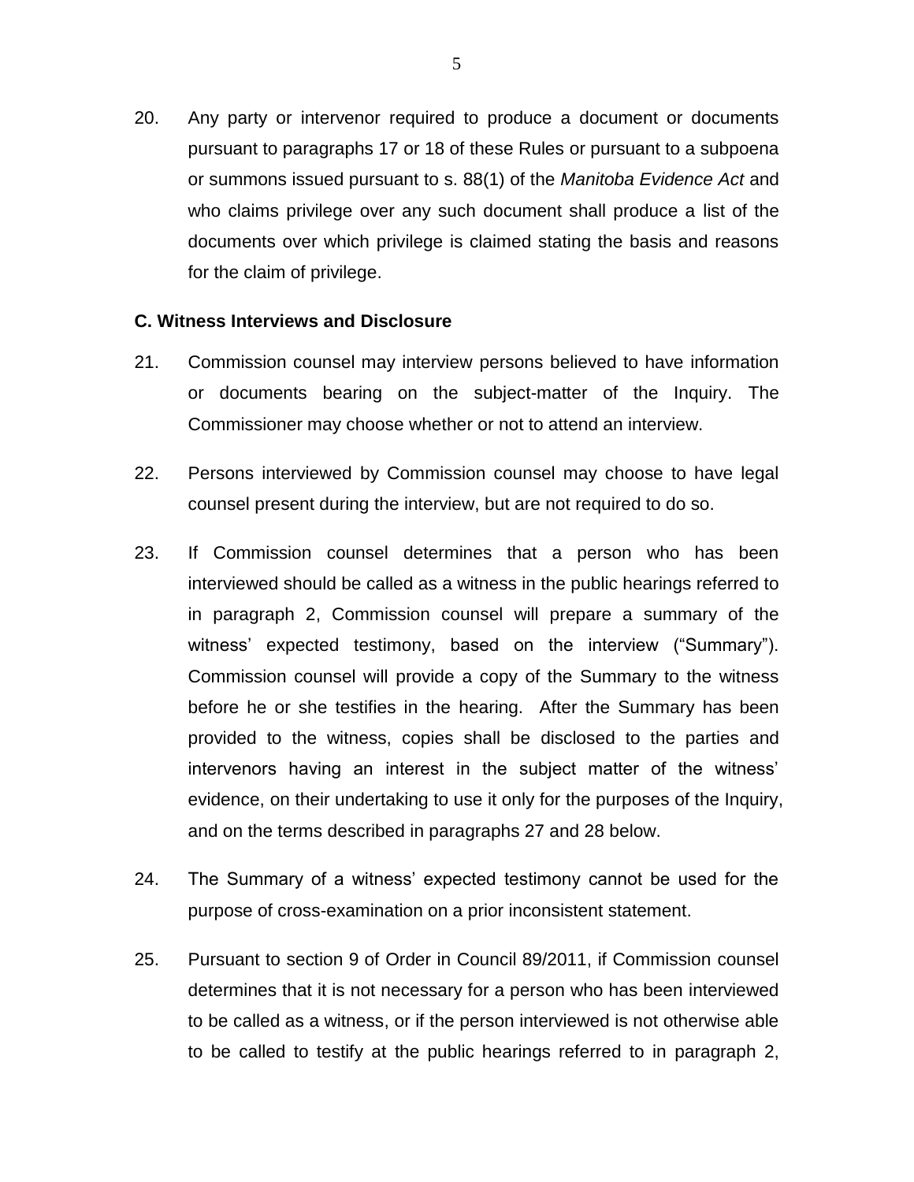20. Any party or intervenor required to produce a document or documents pursuant to paragraphs 17 or 18 of these Rules or pursuant to a subpoena or summons issued pursuant to s. 88(1) of the *Manitoba Evidence Act* and who claims privilege over any such document shall produce a list of the documents over which privilege is claimed stating the basis and reasons for the claim of privilege.

**C. Witness Interviews and Disclosure**

21. Commission counsel may interview persons believed to have information or documents bearing on the subject-matter of the Inquiry. The Commissioner may choose whether or not to attend an interview.

22. Persons interviewed by Commission counsel may choose to have legal counsel present during the interview, but are not required to do so.

23. If Commission counsel determines that a person who has been interviewed should be called as a witness in the public hearings referred to in paragraph 2, Commission counsel will prepare a summary of the witness' expected testimony, based on the interview ("Summary"). Commission counsel will provide a copy of the Summary to the witness before he or she testifies in the hearing. After the Summary has been provided to the witness, copies shall be disclosed to the parties and intervenors having an interest in the subject matter of the witness' evidence, on their undertaking to use it only for the purposes of the Inquiry, and on the terms described in paragraphs 27 and 28 below.

24. The Summary of a witness' expected testimony cannot be used for the purpose of cross-examination on a prior inconsistent statement.

25. Pursuant to section 9 of Order in Council 89/2011, if Commission counsel determines that it is not necessary for a person who has been interviewed to be called as a witness, or if the person interviewed is not otherwise able to be called to testify at the public hearings referred to in paragraph 2,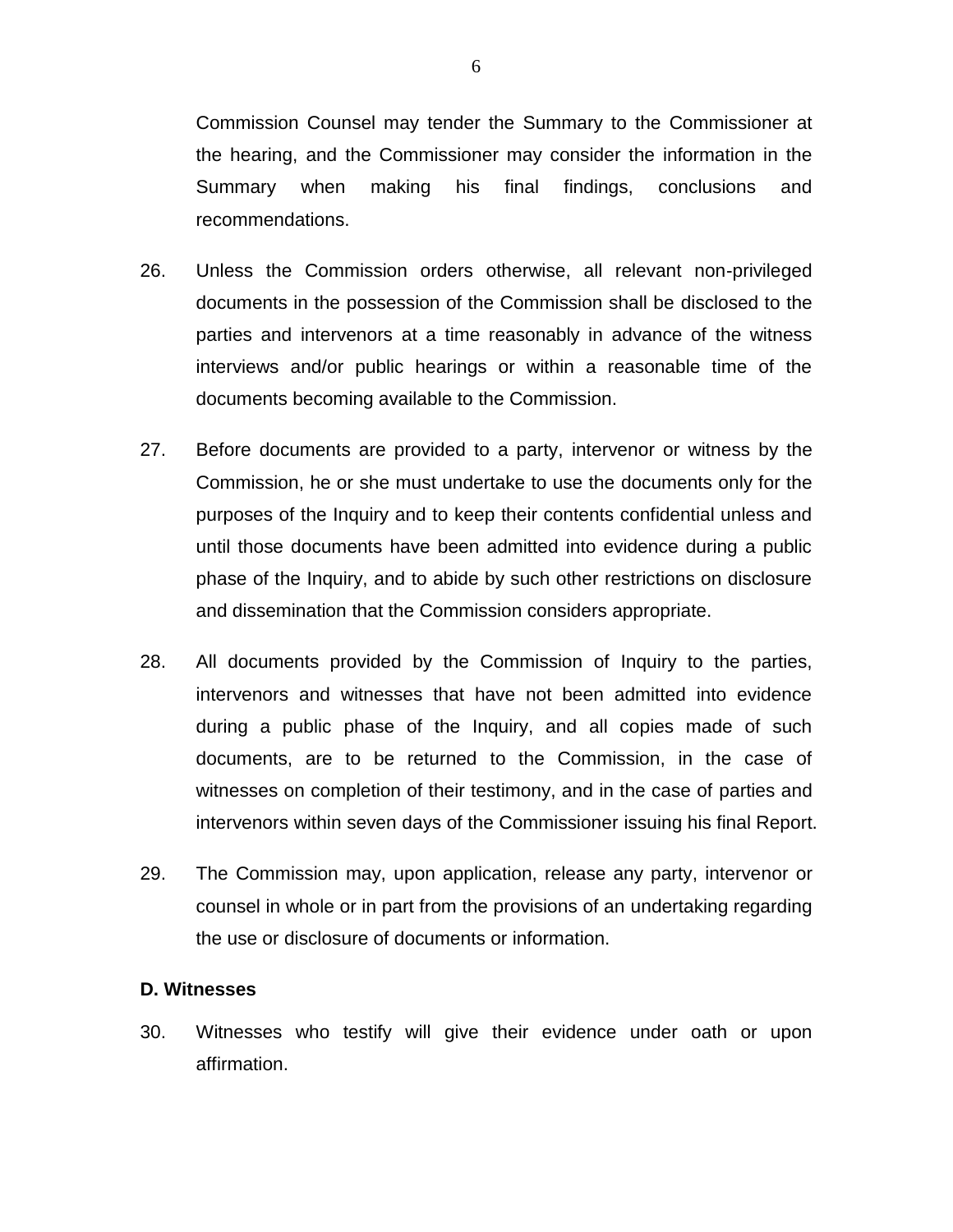Commission Counsel may tender the Summary to the Commissioner at the hearing, and the Commissioner may consider the information in the Summary when making his final findings, conclusions and recommendations.

26. Unless the Commission orders otherwise, all relevant non-privileged documents in the possession of the Commission shall be disclosed to the parties and intervenors at a time reasonably in advance of the witness interviews and/or public hearings or within a reasonable time of the documents becoming available to the Commission.

27. Before documents are provided to a party, intervenor or witness by the Commission, he or she must undertake to use the documents only for the purposes of the Inquiry and to keep their contents confidential unless and until those documents have been admitted into evidence during a public phase of the Inquiry, and to abide by such other restrictions on disclosure and dissemination that the Commission considers appropriate.

28. All documents provided by the Commission of Inquiry to the parties, intervenors and witnesses that have not been admitted into evidence during a public phase of the Inquiry, and all copies made of such documents, are to be returned to the Commission, in the case of witnesses on completion of their testimony, and in the case of parties and intervenors within seven days of the Commissioner issuing his final Report.

29. The Commission may, upon application, release any party, intervenor or counsel in whole or in part from the provisions of an undertaking regarding the use or disclosure of documents or information.

**D. Witnesses**

30. Witnesses who testify will give their evidence under oath or upon affirmation.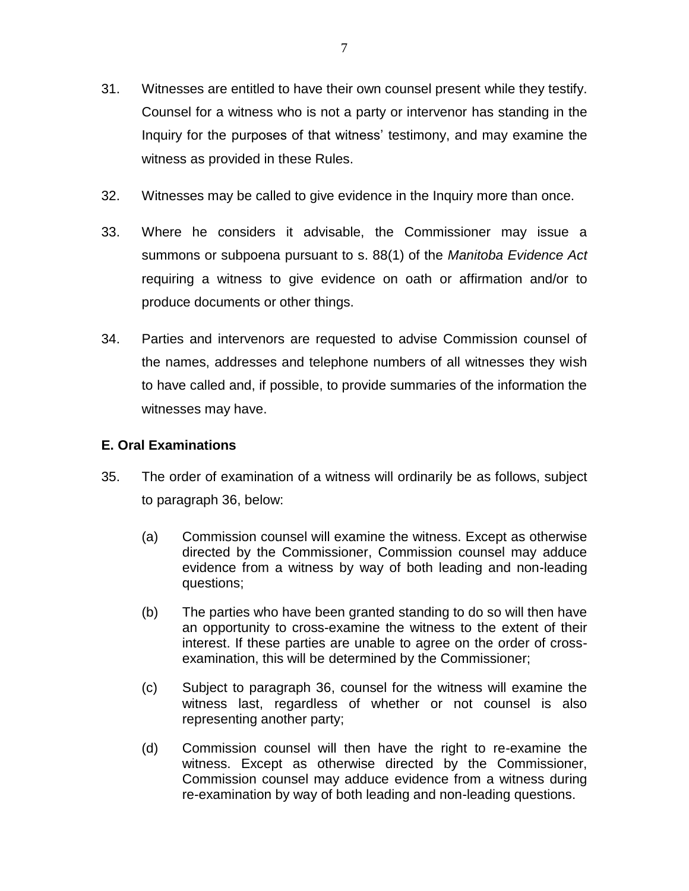31. Witnesses are entitled to have their own counsel present while they testify. Counsel for a witness who is not a party or intervenor has standing in the Inquiry for the purposes of that witness' testimony, and may examine the witness as provided in these Rules.

32. Witnesses may be called to give evidence in the Inquiry more than once.

33. Where he considers it advisable, the Commissioner may issue a summons or subpoena pursuant to s. 88(1) of the *Manitoba Evidence Act* requiring a witness to give evidence on oath or affirmation and/or to produce documents or other things.

34. Parties and intervenors are requested to advise Commission counsel of the names, addresses and telephone numbers of all witnesses they wish to have called and, if possible, to provide summaries of the information the witnesses may have.

**E. Oral Examinations**

35. The order of examination of a witness will ordinarily be as follows, subject to paragraph 36, below:

    (a) Commission counsel will examine the witness. Except as otherwise directed by the Commissioner, Commission counsel may adduce evidence from a witness by way of both leading and non-leading questions;

    (b) The parties who have been granted standing to do so will then have an opportunity to cross-examine the witness to the extent of their interest. If these parties are unable to agree on the order of cross-examination, this will be determined by the Commissioner;

    (c) Subject to paragraph 36, counsel for the witness will examine the witness last, regardless of whether or not counsel is also representing another party;

    (d) Commission counsel will then have the right to re-examine the witness. Except as otherwise directed by the Commissioner, Commission counsel may adduce evidence from a witness during re-examination by way of both leading and non-leading questions.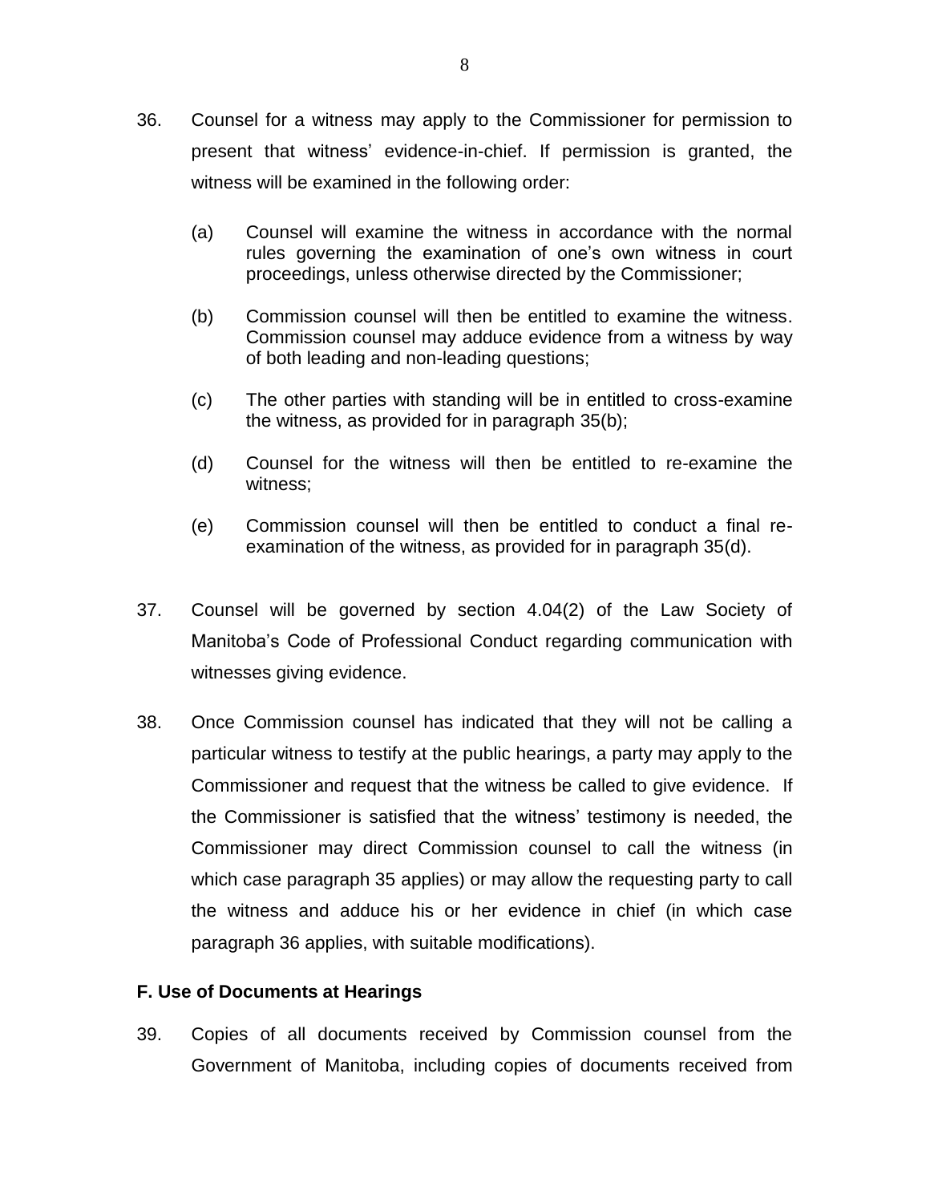36. Counsel for a witness may apply to the Commissioner for permission to present that witness' evidence-in-chief. If permission is granted, the witness will be examined in the following order:

    (a) Counsel will examine the witness in accordance with the normal rules governing the examination of one's own witness in court proceedings, unless otherwise directed by the Commissioner;

    (b) Commission counsel will then be entitled to examine the witness. Commission counsel may adduce evidence from a witness by way of both leading and non-leading questions;

    (c) The other parties with standing will be in entitled to cross-examine the witness, as provided for in paragraph 35(b);

    (d) Counsel for the witness will then be entitled to re-examine the witness;

    (e) Commission counsel will then be entitled to conduct a final re-examination of the witness, as provided for in paragraph 35(d).

37. Counsel will be governed by section 4.04(2) of the Law Society of Manitoba's Code of Professional Conduct regarding communication with witnesses giving evidence.

38. Once Commission counsel has indicated that they will not be calling a particular witness to testify at the public hearings, a party may apply to the Commissioner and request that the witness be called to give evidence. If the Commissioner is satisfied that the witness' testimony is needed, the Commissioner may direct Commission counsel to call the witness (in which case paragraph 35 applies) or may allow the requesting party to call the witness and adduce his or her evidence in chief (in which case paragraph 36 applies, with suitable modifications).

**F. Use of Documents at Hearings**

39. Copies of all documents received by Commission counsel from the Government of Manitoba, including copies of documents received from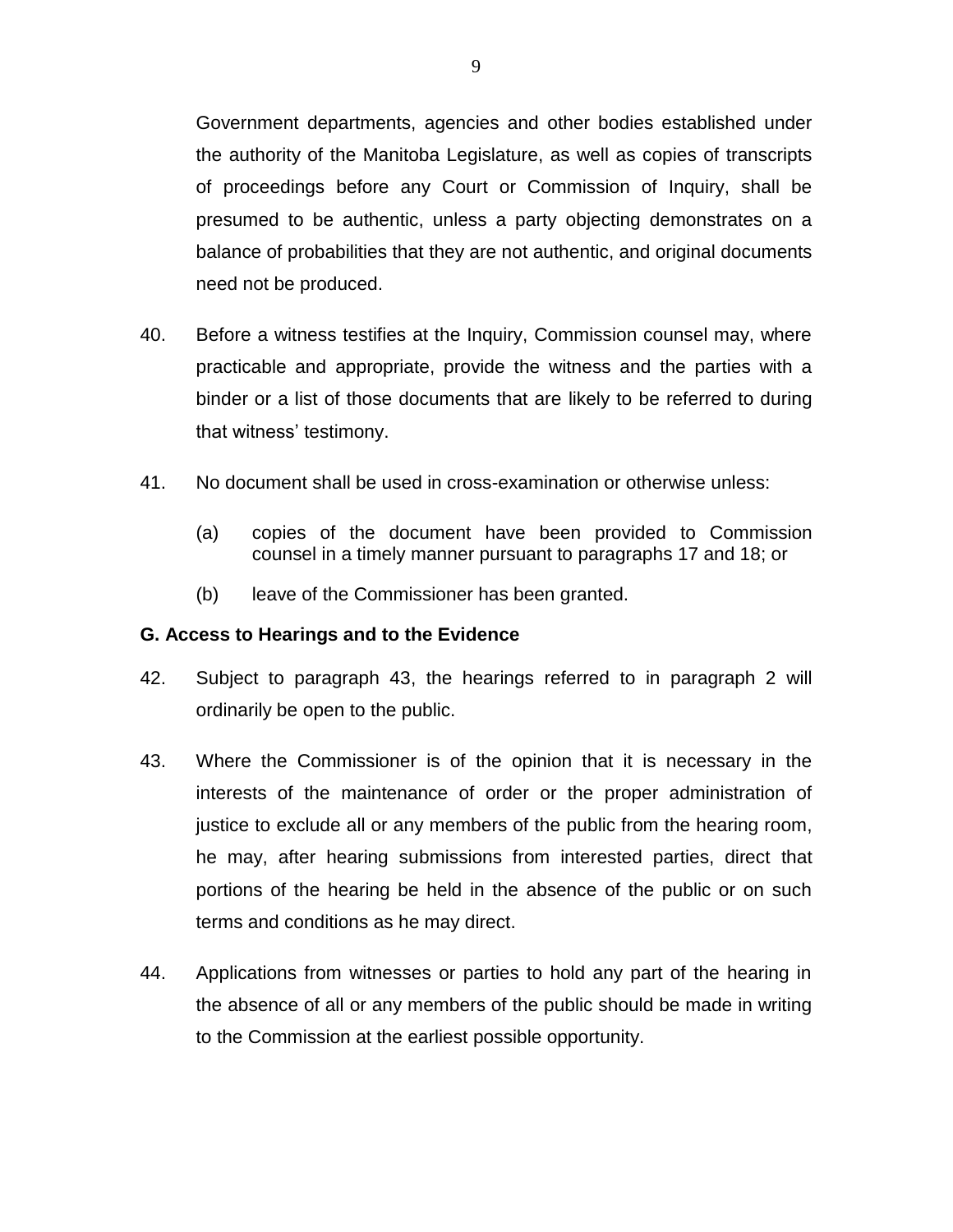Government departments, agencies and other bodies established under the authority of the Manitoba Legislature, as well as copies of transcripts of proceedings before any Court or Commission of Inquiry, shall be presumed to be authentic, unless a party objecting demonstrates on a balance of probabilities that they are not authentic, and original documents need not be produced.

40. Before a witness testifies at the Inquiry, Commission counsel may, where practicable and appropriate, provide the witness and the parties with a binder or a list of those documents that are likely to be referred to during that witness' testimony.

41. No document shall be used in cross-examination or otherwise unless:

    (a) copies of the document have been provided to Commission counsel in a timely manner pursuant to paragraphs 17 and 18; or

    (b) leave of the Commissioner has been granted.

**G. Access to Hearings and to the Evidence**

42. Subject to paragraph 43, the hearings referred to in paragraph 2 will ordinarily be open to the public.

43. Where the Commissioner is of the opinion that it is necessary in the interests of the maintenance of order or the proper administration of justice to exclude all or any members of the public from the hearing room, he may, after hearing submissions from interested parties, direct that portions of the hearing be held in the absence of the public or on such terms and conditions as he may direct.

44. Applications from witnesses or parties to hold any part of the hearing in the absence of all or any members of the public should be made in writing to the Commission at the earliest possible opportunity.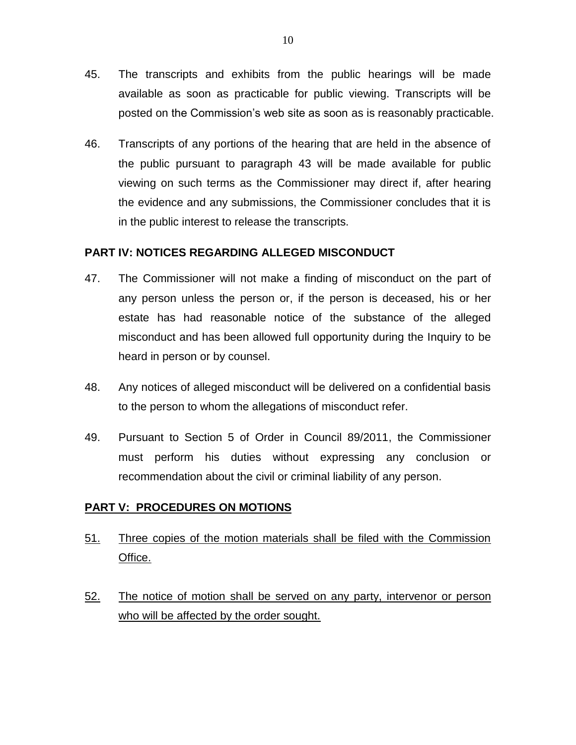45. The transcripts and exhibits from the public hearings will be made available as soon as practicable for public viewing. Transcripts will be posted on the Commission's web site as soon as is reasonably practicable.

46. Transcripts of any portions of the hearing that are held in the absence of the public pursuant to paragraph 43 will be made available for public viewing on such terms as the Commissioner may direct if, after hearing the evidence and any submissions, the Commissioner concludes that it is in the public interest to release the transcripts.

## PART IV: NOTICES REGARDING ALLEGED MISCONDUCT

47. The Commissioner will not make a finding of misconduct on the part of any person unless the person or, if the person is deceased, his or her estate has had reasonable notice of the substance of the alleged misconduct and has been allowed full opportunity during the Inquiry to be heard in person or by counsel.

48. Any notices of alleged misconduct will be delivered on a confidential basis to the person to whom the allegations of misconduct refer.

49. Pursuant to Section 5 of Order in Council 89/2011, the Commissioner must perform his duties without expressing any conclusion or recommendation about the civil or criminal liability of any person.

## PART V: PROCEDURES ON MOTIONS

51. Three copies of the motion materials shall be filed with the Commission Office.

52. The notice of motion shall be served on any party, intervenor or person who will be affected by the order sought.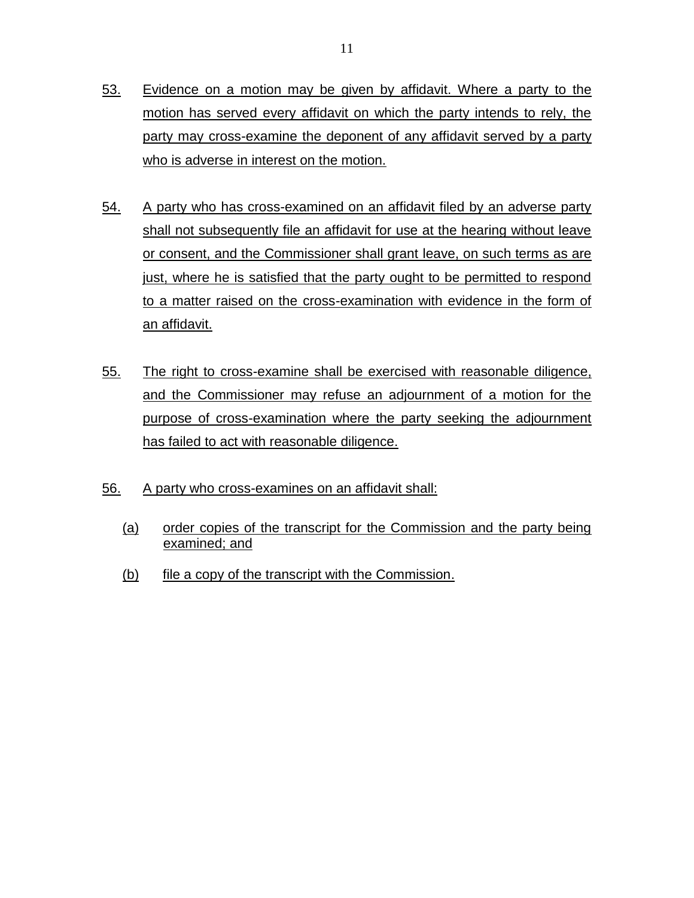53. Evidence on a motion may be given by affidavit. Where a party to the motion has served every affidavit on which the party intends to rely, the party may cross-examine the deponent of any affidavit served by a party who is adverse in interest on the motion.

54. A party who has cross-examined on an affidavit filed by an adverse party shall not subsequently file an affidavit for use at the hearing without leave or consent, and the Commissioner shall grant leave, on such terms as are just, where he is satisfied that the party ought to be permitted to respond to a matter raised on the cross-examination with evidence in the form of an affidavit.

55. The right to cross-examine shall be exercised with reasonable diligence, and the Commissioner may refuse an adjournment of a motion for the purpose of cross-examination where the party seeking the adjournment has failed to act with reasonable diligence.

56. A party who cross-examines on an affidavit shall:

   (a) order copies of the transcript for the Commission and the party being examined; and

   (b) file a copy of the transcript with the Commission.